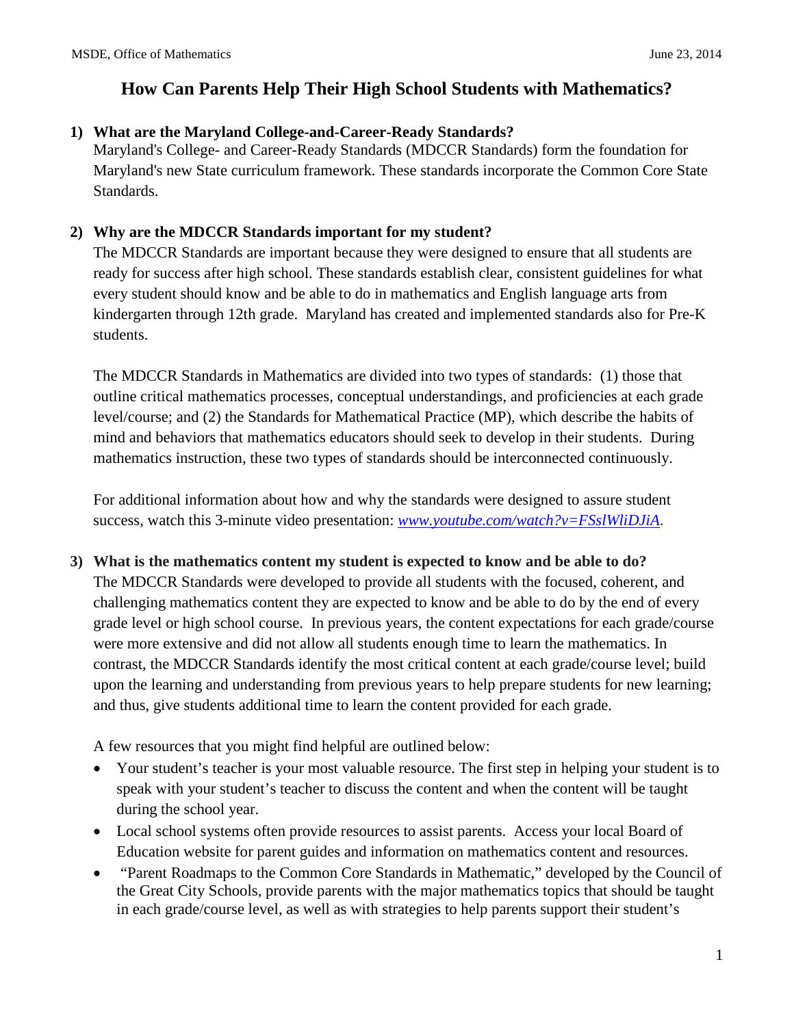# How Can Parents Help Their High School Students with Mathematics?

**1) What are the Maryland College-and-Career-Ready Standards?**

Maryland's College- and Career-Ready Standards (MDCCR Standards) form the foundation for Maryland's new State curriculum framework. These standards incorporate the Common Core State Standards.

**2) Why are the MDCCR Standards important for my student?**

The MDCCR Standards are important because they were designed to ensure that all students are ready for success after high school. These standards establish clear, consistent guidelines for what every student should know and be able to do in mathematics and English language arts from kindergarten through 12th grade. Maryland has created and implemented standards also for Pre-K students.

The MDCCR Standards in Mathematics are divided into two types of standards: (1) those that outline critical mathematics processes, conceptual understandings, and proficiencies at each grade level/course; and (2) the Standards for Mathematical Practice (MP), which describe the habits of mind and behaviors that mathematics educators should seek to develop in their students. During mathematics instruction, these two types of standards should be interconnected continuously.

For additional information about how and why the standards were designed to assure student success, watch this 3-minute video presentation: *www.youtube.com/watch?v=FSslWliDJiA*.

**3) What is the mathematics content my student is expected to know and be able to do?**

The MDCCR Standards were developed to provide all students with the focused, coherent, and challenging mathematics content they are expected to know and be able to do by the end of every grade level or high school course. In previous years, the content expectations for each grade/course were more extensive and did not allow all students enough time to learn the mathematics. In contrast, the MDCCR Standards identify the most critical content at each grade/course level; build upon the learning and understanding from previous years to help prepare students for new learning; and thus, give students additional time to learn the content provided for each grade.

A few resources that you might find helpful are outlined below:

- Your student's teacher is your most valuable resource. The first step in helping your student is to speak with your student's teacher to discuss the content and when the content will be taught during the school year.
- Local school systems often provide resources to assist parents. Access your local Board of Education website for parent guides and information on mathematics content and resources.
- "Parent Roadmaps to the Common Core Standards in Mathematic," developed by the Council of the Great City Schools, provide parents with the major mathematics topics that should be taught in each grade/course level, as well as with strategies to help parents support their student's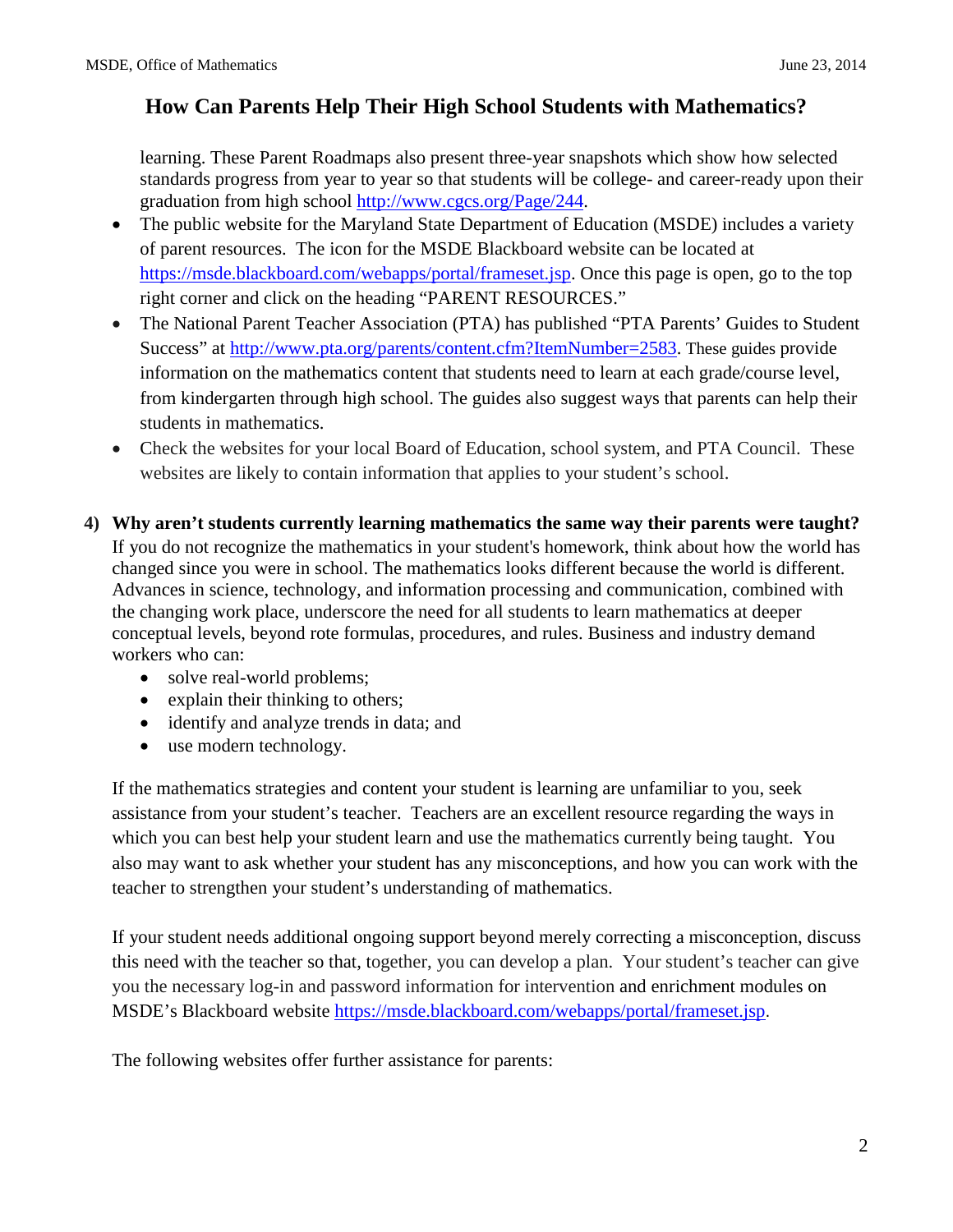## How Can Parents Help Their High School Students with Mathematics?

learning. These Parent Roadmaps also present three-year snapshots which show how selected standards progress from year to year so that students will be college- and career-ready upon their graduation from high school http://www.cgcs.org/Page/244.

- The public website for the Maryland State Department of Education (MSDE) includes a variety of parent resources. The icon for the MSDE Blackboard website can be located at https://msde.blackboard.com/webapps/portal/frameset.jsp. Once this page is open, go to the top right corner and click on the heading "PARENT RESOURCES."
- The National Parent Teacher Association (PTA) has published "PTA Parents' Guides to Student Success" at http://www.pta.org/parents/content.cfm?ItemNumber=2583. These guides provide information on the mathematics content that students need to learn at each grade/course level, from kindergarten through high school. The guides also suggest ways that parents can help their students in mathematics.
- Check the websites for your local Board of Education, school system, and PTA Council. These websites are likely to contain information that applies to your student's school.

**4) Why aren't students currently learning mathematics the same way their parents were taught?**

If you do not recognize the mathematics in your student's homework, think about how the world has changed since you were in school. The mathematics looks different because the world is different. Advances in science, technology, and information processing and communication, combined with the changing work place, underscore the need for all students to learn mathematics at deeper conceptual levels, beyond rote formulas, procedures, and rules. Business and industry demand workers who can:

- solve real-world problems;
- explain their thinking to others;
- identify and analyze trends in data; and
- use modern technology.

If the mathematics strategies and content your student is learning are unfamiliar to you, seek assistance from your student's teacher. Teachers are an excellent resource regarding the ways in which you can best help your student learn and use the mathematics currently being taught. You also may want to ask whether your student has any misconceptions, and how you can work with the teacher to strengthen your student's understanding of mathematics.

If your student needs additional ongoing support beyond merely correcting a misconception, discuss this need with the teacher so that, together, you can develop a plan. Your student's teacher can give you the necessary log-in and password information for intervention and enrichment modules on MSDE's Blackboard website https://msde.blackboard.com/webapps/portal/frameset.jsp.

The following websites offer further assistance for parents: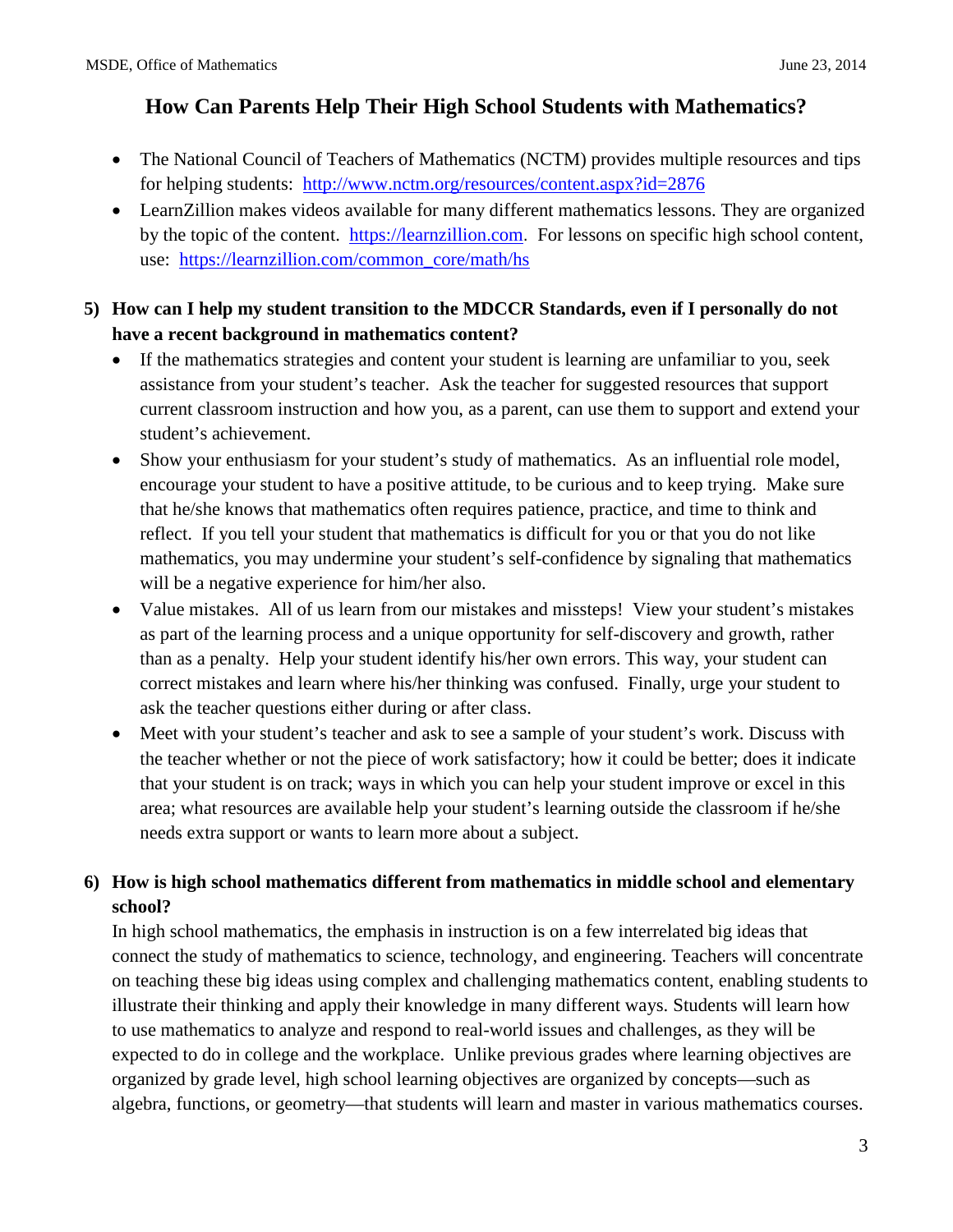## How Can Parents Help Their High School Students with Mathematics?

- The National Council of Teachers of Mathematics (NCTM) provides multiple resources and tips for helping students: http://www.nctm.org/resources/content.aspx?id=2876
- LearnZillion makes videos available for many different mathematics lessons. They are organized by the topic of the content. https://learnzillion.com. For lessons on specific high school content, use: https://learnzillion.com/common_core/math/hs

**5) How can I help my student transition to the MDCCR Standards, even if I personally do not have a recent background in mathematics content?**

- If the mathematics strategies and content your student is learning are unfamiliar to you, seek assistance from your student's teacher. Ask the teacher for suggested resources that support current classroom instruction and how you, as a parent, can use them to support and extend your student's achievement.
- Show your enthusiasm for your student's study of mathematics. As an influential role model, encourage your student to have a positive attitude, to be curious and to keep trying. Make sure that he/she knows that mathematics often requires patience, practice, and time to think and reflect. If you tell your student that mathematics is difficult for you or that you do not like mathematics, you may undermine your student's self-confidence by signaling that mathematics will be a negative experience for him/her also.
- Value mistakes. All of us learn from our mistakes and missteps! View your student's mistakes as part of the learning process and a unique opportunity for self-discovery and growth, rather than as a penalty. Help your student identify his/her own errors. This way, your student can correct mistakes and learn where his/her thinking was confused. Finally, urge your student to ask the teacher questions either during or after class.
- Meet with your student's teacher and ask to see a sample of your student's work. Discuss with the teacher whether or not the piece of work satisfactory; how it could be better; does it indicate that your student is on track; ways in which you can help your student improve or excel in this area; what resources are available help your student's learning outside the classroom if he/she needs extra support or wants to learn more about a subject.

**6) How is high school mathematics different from mathematics in middle school and elementary school?**

In high school mathematics, the emphasis in instruction is on a few interrelated big ideas that connect the study of mathematics to science, technology, and engineering. Teachers will concentrate on teaching these big ideas using complex and challenging mathematics content, enabling students to illustrate their thinking and apply their knowledge in many different ways. Students will learn how to use mathematics to analyze and respond to real-world issues and challenges, as they will be expected to do in college and the workplace. Unlike previous grades where learning objectives are organized by grade level, high school learning objectives are organized by concepts—such as algebra, functions, or geometry—that students will learn and master in various mathematics courses.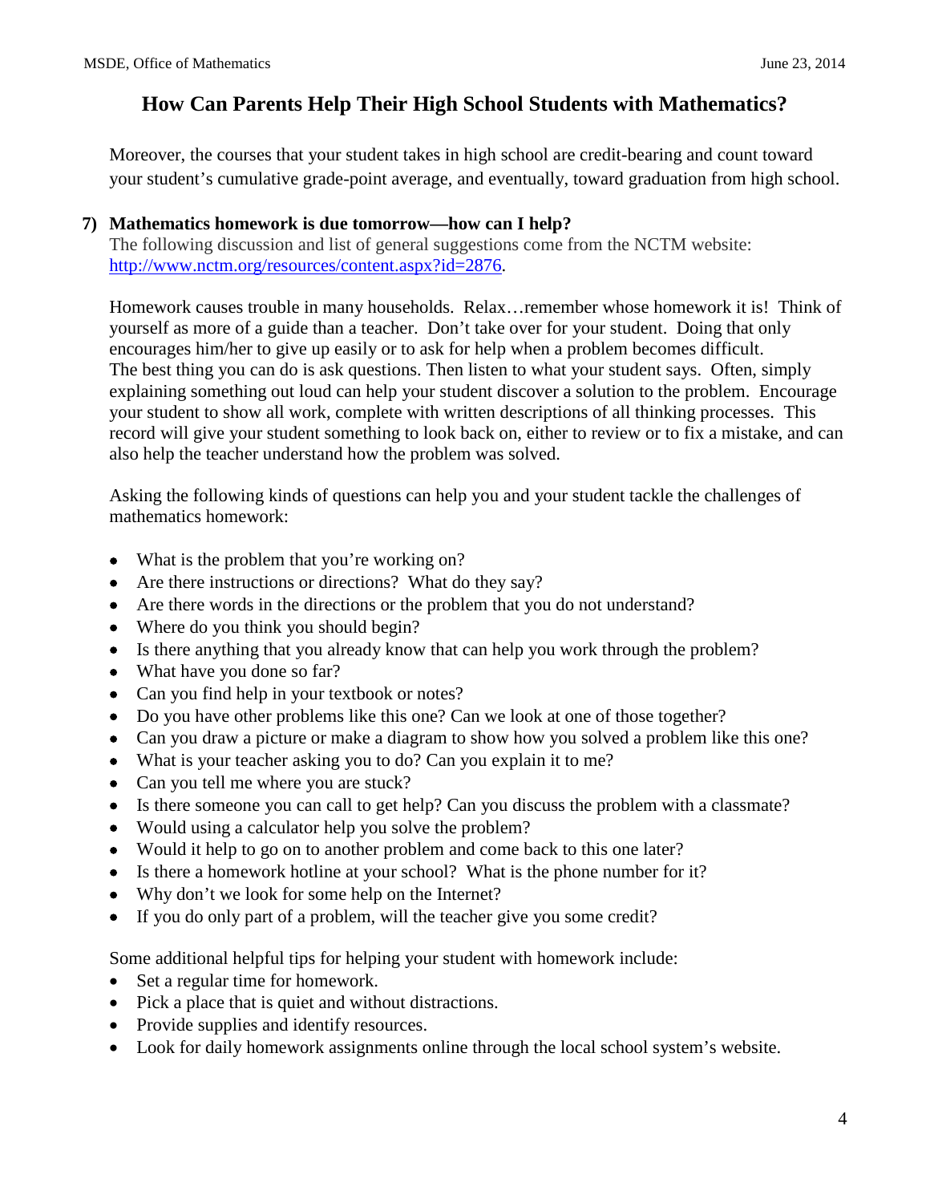## How Can Parents Help Their High School Students with Mathematics?

Moreover, the courses that your student takes in high school are credit-bearing and count toward your student's cumulative grade-point average, and eventually, toward graduation from high school.

**7) Mathematics homework is due tomorrow—how can I help?**

The following discussion and list of general suggestions come from the NCTM website: [http://www.nctm.org/resources/content.aspx?id=2876](http://www.nctm.org/resources/content.aspx?id=2876).

Homework causes trouble in many households. Relax…remember whose homework it is! Think of yourself as more of a guide than a teacher. Don't take over for your student. Doing that only encourages him/her to give up easily or to ask for help when a problem becomes difficult. The best thing you can do is ask questions. Then listen to what your student says. Often, simply explaining something out loud can help your student discover a solution to the problem. Encourage your student to show all work, complete with written descriptions of all thinking processes. This record will give your student something to look back on, either to review or to fix a mistake, and can also help the teacher understand how the problem was solved.

Asking the following kinds of questions can help you and your student tackle the challenges of mathematics homework:

- What is the problem that you're working on?
- Are there instructions or directions? What do they say?
- Are there words in the directions or the problem that you do not understand?
- Where do you think you should begin?
- Is there anything that you already know that can help you work through the problem?
- What have you done so far?
- Can you find help in your textbook or notes?
- Do you have other problems like this one? Can we look at one of those together?
- Can you draw a picture or make a diagram to show how you solved a problem like this one?
- What is your teacher asking you to do? Can you explain it to me?
- Can you tell me where you are stuck?
- Is there someone you can call to get help? Can you discuss the problem with a classmate?
- Would using a calculator help you solve the problem?
- Would it help to go on to another problem and come back to this one later?
- Is there a homework hotline at your school? What is the phone number for it?
- Why don't we look for some help on the Internet?
- If you do only part of a problem, will the teacher give you some credit?

Some additional helpful tips for helping your student with homework include:

- Set a regular time for homework.
- Pick a place that is quiet and without distractions.
- Provide supplies and identify resources.
- Look for daily homework assignments online through the local school system's website.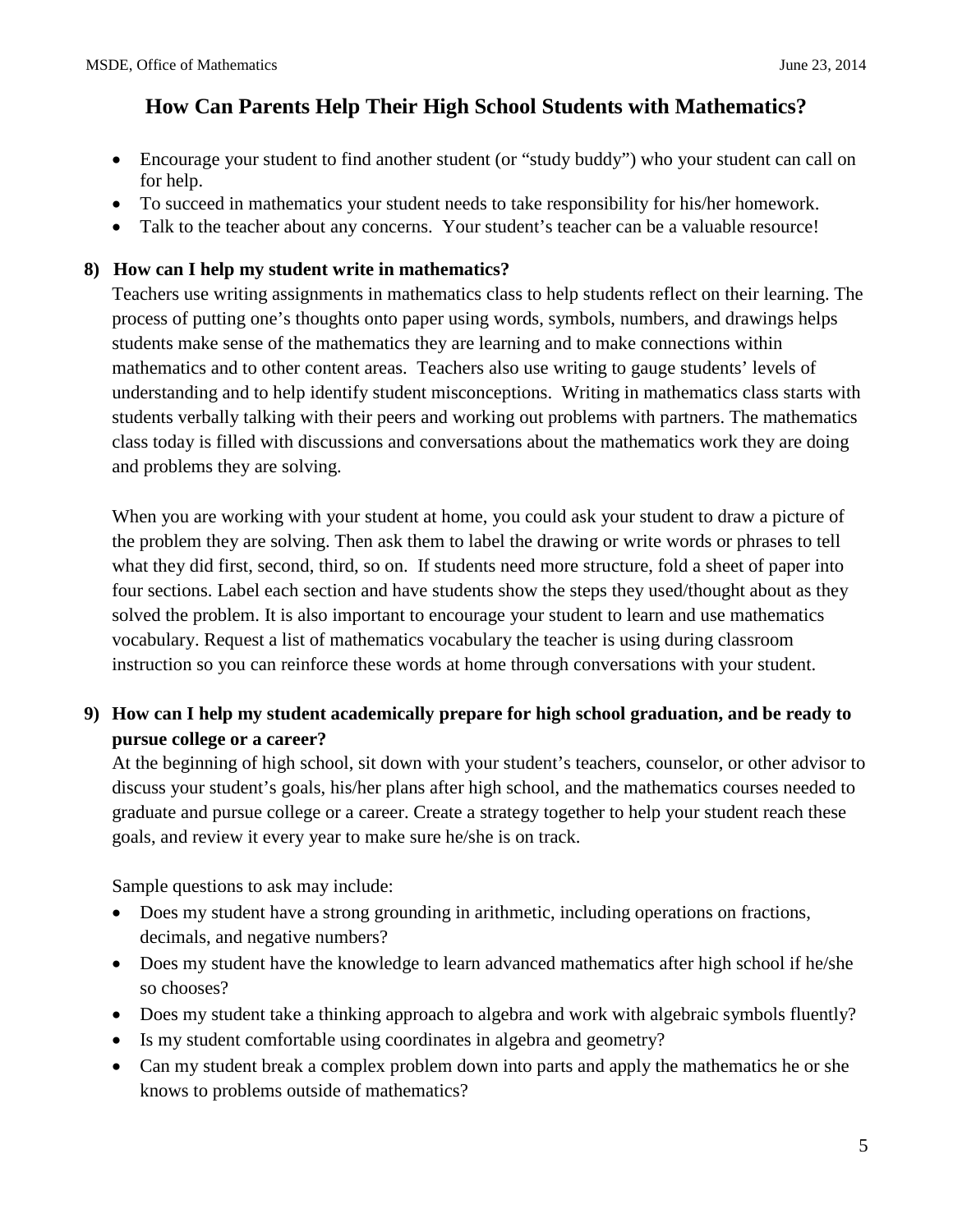## How Can Parents Help Their High School Students with Mathematics?

- Encourage your student to find another student (or "study buddy") who your student can call on for help.
- To succeed in mathematics your student needs to take responsibility for his/her homework.
- Talk to the teacher about any concerns. Your student's teacher can be a valuable resource!

### 8) How can I help my student write in mathematics?

Teachers use writing assignments in mathematics class to help students reflect on their learning. The process of putting one's thoughts onto paper using words, symbols, numbers, and drawings helps students make sense of the mathematics they are learning and to make connections within mathematics and to other content areas. Teachers also use writing to gauge students' levels of understanding and to help identify student misconceptions. Writing in mathematics class starts with students verbally talking with their peers and working out problems with partners. The mathematics class today is filled with discussions and conversations about the mathematics work they are doing and problems they are solving.

When you are working with your student at home, you could ask your student to draw a picture of the problem they are solving. Then ask them to label the drawing or write words or phrases to tell what they did first, second, third, so on. If students need more structure, fold a sheet of paper into four sections. Label each section and have students show the steps they used/thought about as they solved the problem. It is also important to encourage your student to learn and use mathematics vocabulary. Request a list of mathematics vocabulary the teacher is using during classroom instruction so you can reinforce these words at home through conversations with your student.

### 9) How can I help my student academically prepare for high school graduation, and be ready to pursue college or a career?

At the beginning of high school, sit down with your student's teachers, counselor, or other advisor to discuss your student's goals, his/her plans after high school, and the mathematics courses needed to graduate and pursue college or a career. Create a strategy together to help your student reach these goals, and review it every year to make sure he/she is on track.

Sample questions to ask may include:

- Does my student have a strong grounding in arithmetic, including operations on fractions, decimals, and negative numbers?
- Does my student have the knowledge to learn advanced mathematics after high school if he/she so chooses?
- Does my student take a thinking approach to algebra and work with algebraic symbols fluently?
- Is my student comfortable using coordinates in algebra and geometry?
- Can my student break a complex problem down into parts and apply the mathematics he or she knows to problems outside of mathematics?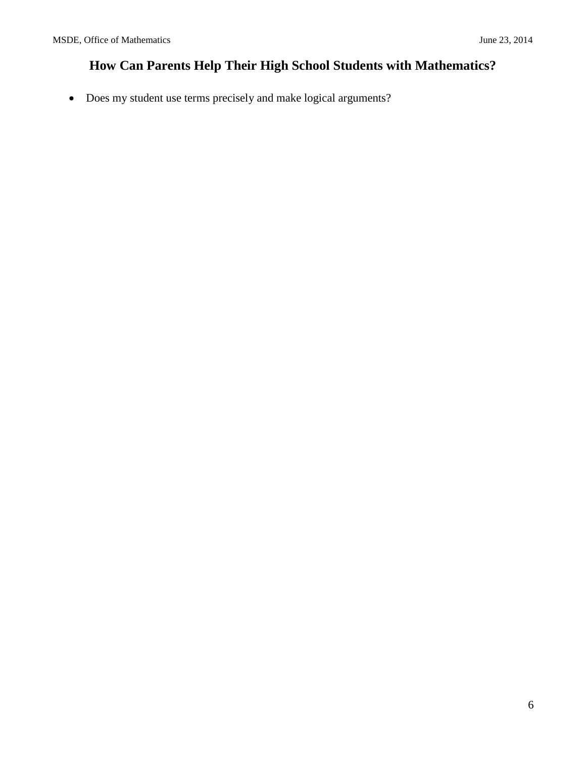## How Can Parents Help Their High School Students with Mathematics?

- Does my student use terms precisely and make logical arguments?